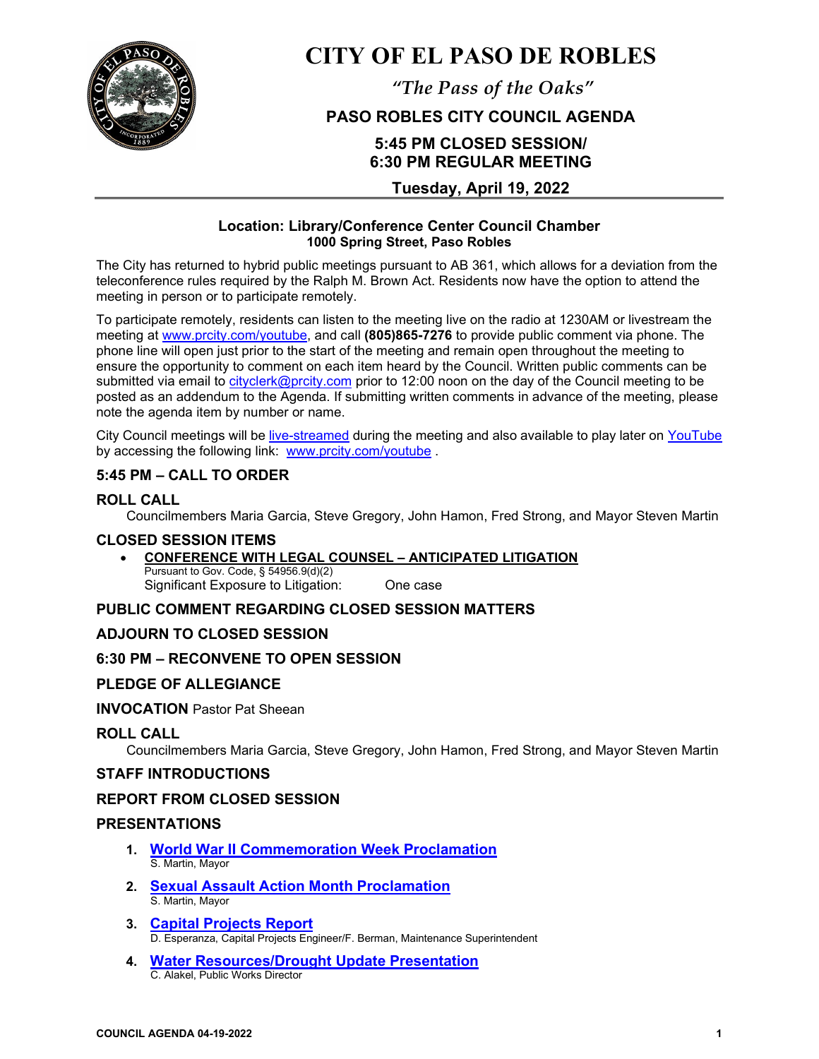# CITY OF EL PASO DE ROBLES

*"The Pass of the Oaks"*

## PASO ROBLES CITY COUNCIL AGENDA

## 5:45 PM CLOSED SESSION/ 6:30 PM REGULAR MEETING

## Tuesday, April 19, 2022

**Location: Library/Conference Center Council Chamber**
**1000 Spring Street, Paso Robles**

The City has returned to hybrid public meetings pursuant to AB 361, which allows for a deviation from the teleconference rules required by the Ralph M. Brown Act. Residents now have the option to attend the meeting in person or to participate remotely.

To participate remotely, residents can listen to the meeting live on the radio at 1230AM or livestream the meeting at www.prcity.com/youtube, and call **(805)865-7276** to provide public comment via phone. The phone line will open just prior to the start of the meeting and remain open throughout the meeting to ensure the opportunity to comment on each item heard by the Council. Written public comments can be submitted via email to cityclerk@prcity.com prior to 12:00 noon on the day of the Council meeting to be posted as an addendum to the Agenda. If submitting written comments in advance of the meeting, please note the agenda item by number or name.

City Council meetings will be live-streamed during the meeting and also available to play later on YouTube by accessing the following link: www.prcity.com/youtube .

### 5:45 PM – CALL TO ORDER

### ROLL CALL

Councilmembers Maria Garcia, Steve Gregory, John Hamon, Fred Strong, and Mayor Steven Martin

### CLOSED SESSION ITEMS

- **CONFERENCE WITH LEGAL COUNSEL – ANTICIPATED LITIGATION**
  Pursuant to Gov. Code, § 54956.9(d)(2)
  Significant Exposure to Litigation: One case

### PUBLIC COMMENT REGARDING CLOSED SESSION MATTERS

### ADJOURN TO CLOSED SESSION

### 6:30 PM – RECONVENE TO OPEN SESSION

### PLEDGE OF ALLEGIANCE

**INVOCATION** Pastor Pat Sheean

### ROLL CALL

Councilmembers Maria Garcia, Steve Gregory, John Hamon, Fred Strong, and Mayor Steven Martin

### STAFF INTRODUCTIONS

### REPORT FROM CLOSED SESSION

### PRESENTATIONS

1. **World War II Commemoration Week Proclamation**
   S. Martin, Mayor
2. **Sexual Assault Action Month Proclamation**
   S. Martin, Mayor
3. **Capital Projects Report**
   D. Esperanza, Capital Projects Engineer/F. Berman, Maintenance Superintendent
4. **Water Resources/Drought Update Presentation**
   C. Alakel, Public Works Director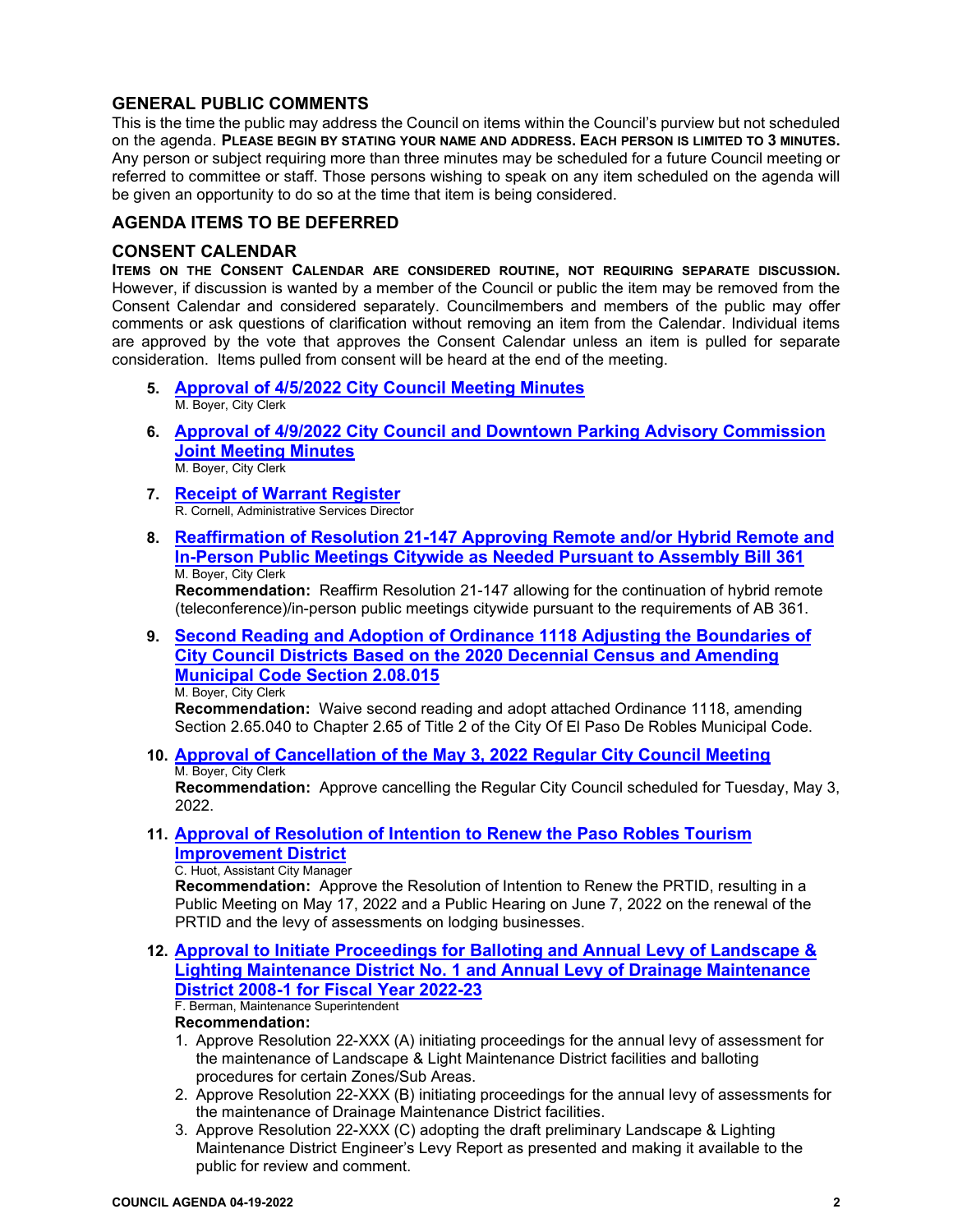## GENERAL PUBLIC COMMENTS

This is the time the public may address the Council on items within the Council's purview but not scheduled on the agenda. **PLEASE BEGIN BY STATING YOUR NAME AND ADDRESS. EACH PERSON IS LIMITED TO 3 MINUTES.** Any person or subject requiring more than three minutes may be scheduled for a future Council meeting or referred to committee or staff. Those persons wishing to speak on any item scheduled on the agenda will be given an opportunity to do so at the time that item is being considered.

## AGENDA ITEMS TO BE DEFERRED

## CONSENT CALENDAR

**ITEMS ON THE CONSENT CALENDAR ARE CONSIDERED ROUTINE, NOT REQUIRING SEPARATE DISCUSSION.** However, if discussion is wanted by a member of the Council or public the item may be removed from the Consent Calendar and considered separately. Councilmembers and members of the public may offer comments or ask questions of clarification without removing an item from the Calendar. Individual items are approved by the vote that approves the Consent Calendar unless an item is pulled for separate consideration. Items pulled from consent will be heard at the end of the meeting.

5. **Approval of 4/5/2022 City Council Meeting Minutes**
   M. Boyer, City Clerk

6. **Approval of 4/9/2022 City Council and Downtown Parking Advisory Commission Joint Meeting Minutes**
   M. Boyer, City Clerk

7. **Receipt of Warrant Register**
   R. Cornell, Administrative Services Director

8. **Reaffirmation of Resolution 21-147 Approving Remote and/or Hybrid Remote and In-Person Public Meetings Citywide as Needed Pursuant to Assembly Bill 361**
   M. Boyer, City Clerk
   **Recommendation:** Reaffirm Resolution 21-147 allowing for the continuation of hybrid remote (teleconference)/in-person public meetings citywide pursuant to the requirements of AB 361.

9. **Second Reading and Adoption of Ordinance 1118 Adjusting the Boundaries of City Council Districts Based on the 2020 Decennial Census and Amending Municipal Code Section 2.08.015**
   M. Boyer, City Clerk
   **Recommendation:** Waive second reading and adopt attached Ordinance 1118, amending Section 2.65.040 to Chapter 2.65 of Title 2 of the City Of El Paso De Robles Municipal Code.

10. **Approval of Cancellation of the May 3, 2022 Regular City Council Meeting**
    M. Boyer, City Clerk
    **Recommendation:** Approve cancelling the Regular City Council scheduled for Tuesday, May 3, 2022.

11. **Approval of Resolution of Intention to Renew the Paso Robles Tourism Improvement District**
    C. Huot, Assistant City Manager
    **Recommendation:** Approve the Resolution of Intention to Renew the PRTID, resulting in a Public Meeting on May 17, 2022 and a Public Hearing on June 7, 2022 on the renewal of the PRTID and the levy of assessments on lodging businesses.

12. **Approval to Initiate Proceedings for Balloting and Annual Levy of Landscape & Lighting Maintenance District No. 1 and Annual Levy of Drainage Maintenance District 2008-1 for Fiscal Year 2022-23**
    F. Berman, Maintenance Superintendent
    **Recommendation:**
    1. Approve Resolution 22-XXX (A) initiating proceedings for the annual levy of assessment for the maintenance of Landscape & Light Maintenance District facilities and balloting procedures for certain Zones/Sub Areas.
    2. Approve Resolution 22-XXX (B) initiating proceedings for the annual levy of assessments for the maintenance of Drainage Maintenance District facilities.
    3. Approve Resolution 22-XXX (C) adopting the draft preliminary Landscape & Lighting Maintenance District Engineer's Levy Report as presented and making it available to the public for review and comment.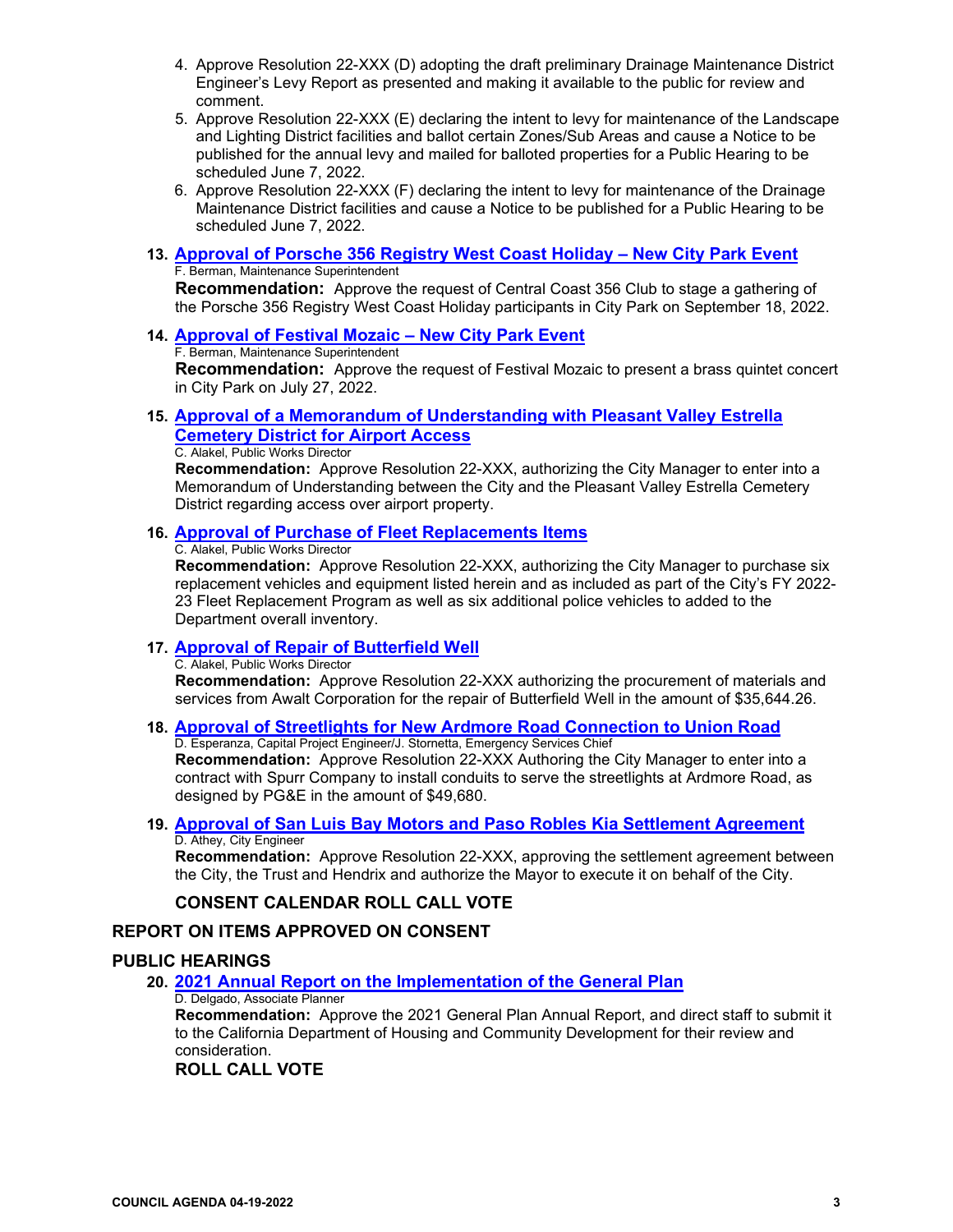4. Approve Resolution 22-XXX (D) adopting the draft preliminary Drainage Maintenance District Engineer's Levy Report as presented and making it available to the public for review and comment.
5. Approve Resolution 22-XXX (E) declaring the intent to levy for maintenance of the Landscape and Lighting District facilities and ballot certain Zones/Sub Areas and cause a Notice to be published for the annual levy and mailed for balloted properties for a Public Hearing to be scheduled June 7, 2022.
6. Approve Resolution 22-XXX (F) declaring the intent to levy for maintenance of the Drainage Maintenance District facilities and cause a Notice to be published for a Public Hearing to be scheduled June 7, 2022.

**13. Approval of Porsche 356 Registry West Coast Holiday – New City Park Event**
F. Berman, Maintenance Superintendent
**Recommendation:** Approve the request of Central Coast 356 Club to stage a gathering of the Porsche 356 Registry West Coast Holiday participants in City Park on September 18, 2022.

**14. Approval of Festival Mozaic – New City Park Event**
F. Berman, Maintenance Superintendent
**Recommendation:** Approve the request of Festival Mozaic to present a brass quintet concert in City Park on July 27, 2022.

**15. Approval of a Memorandum of Understanding with Pleasant Valley Estrella Cemetery District for Airport Access**
C. Alakel, Public Works Director
**Recommendation:** Approve Resolution 22-XXX, authorizing the City Manager to enter into a Memorandum of Understanding between the City and the Pleasant Valley Estrella Cemetery District regarding access over airport property.

**16. Approval of Purchase of Fleet Replacements Items**
C. Alakel, Public Works Director
**Recommendation:** Approve Resolution 22-XXX, authorizing the City Manager to purchase six replacement vehicles and equipment listed herein and as included as part of the City's FY 2022-23 Fleet Replacement Program as well as six additional police vehicles to added to the Department overall inventory.

**17. Approval of Repair of Butterfield Well**
C. Alakel, Public Works Director
**Recommendation:** Approve Resolution 22-XXX authorizing the procurement of materials and services from Awalt Corporation for the repair of Butterfield Well in the amount of $35,644.26.

**18. Approval of Streetlights for New Ardmore Road Connection to Union Road**
D. Esperanza, Capital Project Engineer/J. Stornetta, Emergency Services Chief
**Recommendation:** Approve Resolution 22-XXX Authoring the City Manager to enter into a contract with Spurr Company to install conduits to serve the streetlights at Ardmore Road, as designed by PG&E in the amount of $49,680.

**19. Approval of San Luis Bay Motors and Paso Robles Kia Settlement Agreement**
D. Athey, City Engineer
**Recommendation:** Approve Resolution 22-XXX, approving the settlement agreement between the City, the Trust and Hendrix and authorize the Mayor to execute it on behalf of the City.

**CONSENT CALENDAR ROLL CALL VOTE**

## REPORT ON ITEMS APPROVED ON CONSENT

## PUBLIC HEARINGS

**20. 2021 Annual Report on the Implementation of the General Plan**
D. Delgado, Associate Planner
**Recommendation:** Approve the 2021 General Plan Annual Report, and direct staff to submit it to the California Department of Housing and Community Development for their review and consideration.
**ROLL CALL VOTE**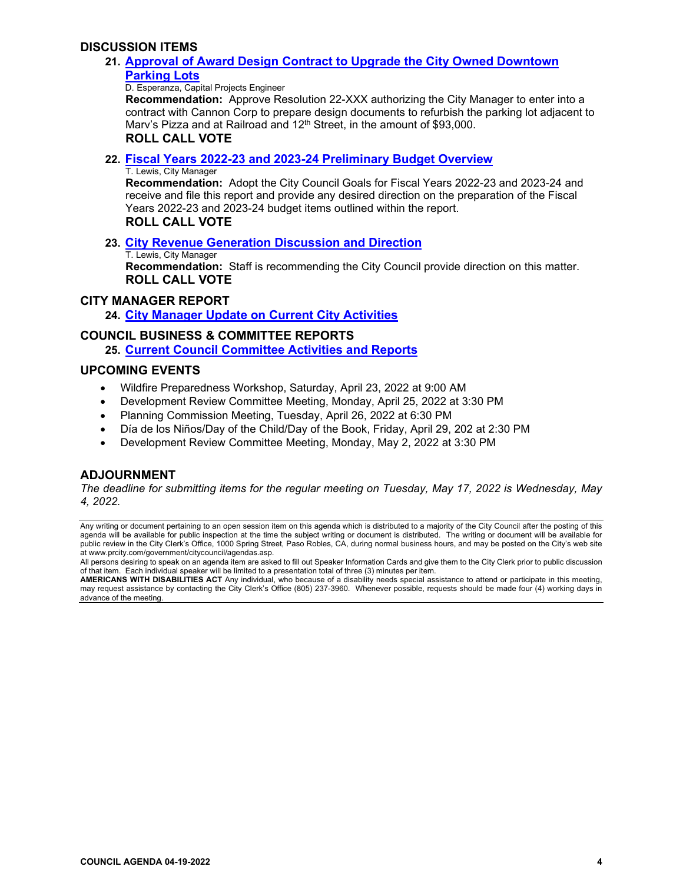## DISCUSSION ITEMS

**21. Approval of Award Design Contract to Upgrade the City Owned Downtown Parking Lots**

D. Esperanza, Capital Projects Engineer

**Recommendation:** Approve Resolution 22-XXX authorizing the City Manager to enter into a contract with Cannon Corp to prepare design documents to refurbish the parking lot adjacent to Marv's Pizza and at Railroad and 12th Street, in the amount of $93,000.

**ROLL CALL VOTE**

**22. Fiscal Years 2022-23 and 2023-24 Preliminary Budget Overview**

T. Lewis, City Manager

**Recommendation:** Adopt the City Council Goals for Fiscal Years 2022-23 and 2023-24 and receive and file this report and provide any desired direction on the preparation of the Fiscal Years 2022-23 and 2023-24 budget items outlined within the report.

**ROLL CALL VOTE**

**23. City Revenue Generation Discussion and Direction**

T. Lewis, City Manager

**Recommendation:** Staff is recommending the City Council provide direction on this matter.

**ROLL CALL VOTE**

## CITY MANAGER REPORT

**24. City Manager Update on Current City Activities**

## COUNCIL BUSINESS & COMMITTEE REPORTS

**25. Current Council Committee Activities and Reports**

## UPCOMING EVENTS

- Wildfire Preparedness Workshop, Saturday, April 23, 2022 at 9:00 AM
- Development Review Committee Meeting, Monday, April 25, 2022 at 3:30 PM
- Planning Commission Meeting, Tuesday, April 26, 2022 at 6:30 PM
- Día de los Niños/Day of the Child/Day of the Book, Friday, April 29, 202 at 2:30 PM
- Development Review Committee Meeting, Monday, May 2, 2022 at 3:30 PM

## ADJOURNMENT

*The deadline for submitting items for the regular meeting on Tuesday, May 17, 2022 is Wednesday, May 4, 2022.*

---

Any writing or document pertaining to an open session item on this agenda which is distributed to a majority of the City Council after the posting of this agenda will be available for public inspection at the time the subject writing or document is distributed. The writing or document will be available for public review in the City Clerk's Office, 1000 Spring Street, Paso Robles, CA, during normal business hours, and may be posted on the City's web site at www.prcity.com/government/citycouncil/agendas.asp.

All persons desiring to speak on an agenda item are asked to fill out Speaker Information Cards and give them to the City Clerk prior to public discussion of that item. Each individual speaker will be limited to a presentation total of three (3) minutes per item.

**AMERICANS WITH DISABILITIES ACT** Any individual, who because of a disability needs special assistance to attend or participate in this meeting, may request assistance by contacting the City Clerk's Office (805) 237-3960. Whenever possible, requests should be made four (4) working days in advance of the meeting.